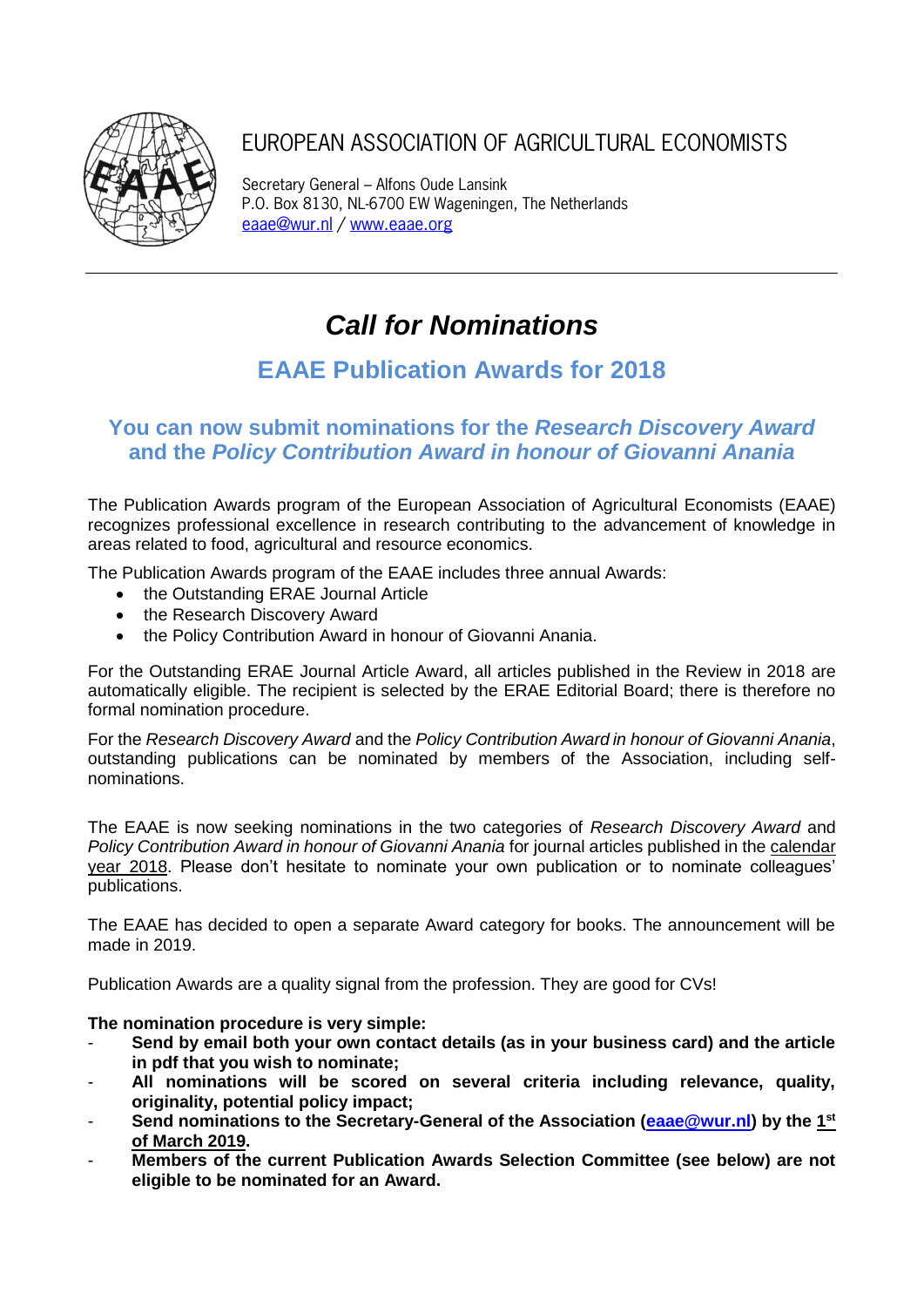EUROPEAN ASSOCIATION OF AGRICULTURAL ECONOMISTS

Secretary General – Alfons Oude Lansink
P.O. Box 8130, NL-6700 EW Wageningen, The Netherlands
eaae@wur.nl / www.eaae.org

---

# *Call for Nominations*

## EAAE Publication Awards for 2018

### You can now submit nominations for the *Research Discovery Award* and the *Policy Contribution Award in honour of Giovanni Anania*

The Publication Awards program of the European Association of Agricultural Economists (EAAE) recognizes professional excellence in research contributing to the advancement of knowledge in areas related to food, agricultural and resource economics.

The Publication Awards program of the EAAE includes three annual Awards:

- the Outstanding ERAE Journal Article
- the Research Discovery Award
- the Policy Contribution Award in honour of Giovanni Anania.

For the Outstanding ERAE Journal Article Award, all articles published in the Review in 2018 are automatically eligible. The recipient is selected by the ERAE Editorial Board; there is therefore no formal nomination procedure.

For the *Research Discovery Award* and the *Policy Contribution Award in honour of Giovanni Anania*, outstanding publications can be nominated by members of the Association, including self-nominations.

The EAAE is now seeking nominations in the two categories of *Research Discovery Award* and *Policy Contribution Award in honour of Giovanni Anania* for journal articles published in the calendar year 2018. Please don't hesitate to nominate your own publication or to nominate colleagues' publications.

The EAAE has decided to open a separate Award category for books. The announcement will be made in 2019.

Publication Awards are a quality signal from the profession. They are good for CVs!

**The nomination procedure is very simple:**

- **Send by email both your own contact details (as in your business card) and the article in pdf that you wish to nominate;**
- **All nominations will be scored on several criteria including relevance, quality, originality, potential policy impact;**
- **Send nominations to the Secretary-General of the Association (eaae@wur.nl) by the 1st of March 2019.**
- **Members of the current Publication Awards Selection Committee (see below) are not eligible to be nominated for an Award.**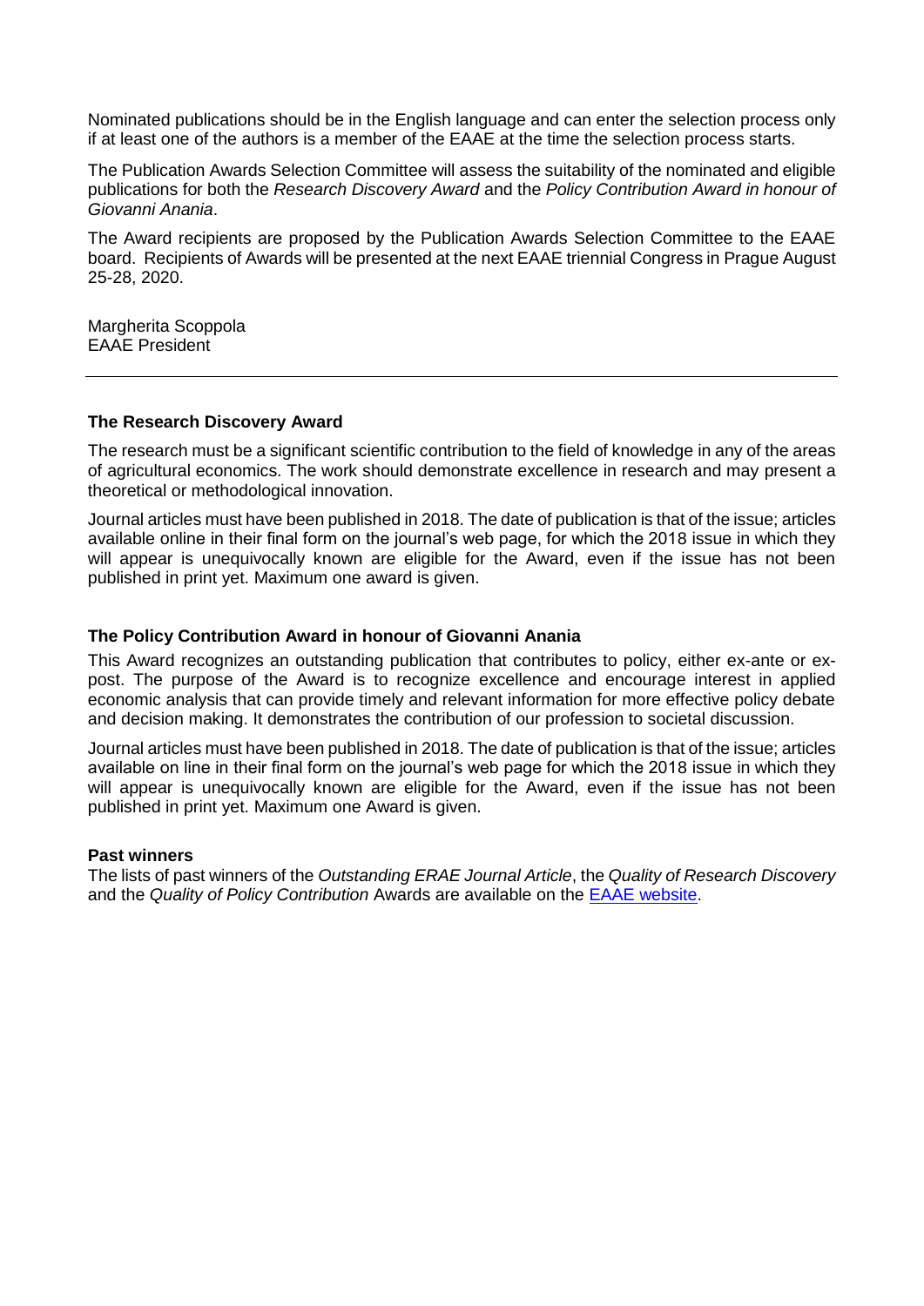Nominated publications should be in the English language and can enter the selection process only if at least one of the authors is a member of the EAAE at the time the selection process starts.

The Publication Awards Selection Committee will assess the suitability of the nominated and eligible publications for both the *Research Discovery Award* and the *Policy Contribution Award in honour of Giovanni Anania*.

The Award recipients are proposed by the Publication Awards Selection Committee to the EAAE board. Recipients of Awards will be presented at the next EAAE triennial Congress in Prague August 25-28, 2020.

Margherita Scoppola
EAAE President

---

**The Research Discovery Award**

The research must be a significant scientific contribution to the field of knowledge in any of the areas of agricultural economics. The work should demonstrate excellence in research and may present a theoretical or methodological innovation.

Journal articles must have been published in 2018. The date of publication is that of the issue; articles available online in their final form on the journal's web page, for which the 2018 issue in which they will appear is unequivocally known are eligible for the Award, even if the issue has not been published in print yet. Maximum one award is given.

**The Policy Contribution Award in honour of Giovanni Anania**

This Award recognizes an outstanding publication that contributes to policy, either ex-ante or ex-post. The purpose of the Award is to recognize excellence and encourage interest in applied economic analysis that can provide timely and relevant information for more effective policy debate and decision making. It demonstrates the contribution of our profession to societal discussion.

Journal articles must have been published in 2018. The date of publication is that of the issue; articles available on line in their final form on the journal's web page for which the 2018 issue in which they will appear is unequivocally known are eligible for the Award, even if the issue has not been published in print yet. Maximum one Award is given.

**Past winners**

The lists of past winners of the *Outstanding ERAE Journal Article*, the *Quality of Research Discovery* and the *Quality of Policy Contribution* Awards are available on the EAAE website.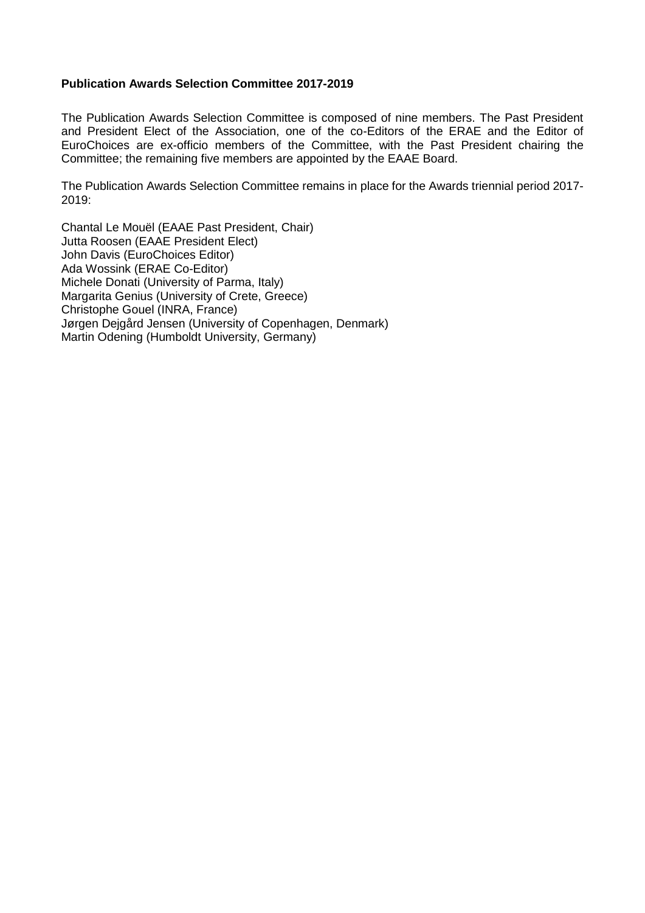**Publication Awards Selection Committee 2017-2019**

The Publication Awards Selection Committee is composed of nine members. The Past President and President Elect of the Association, one of the co-Editors of the ERAE and the Editor of EuroChoices are ex-officio members of the Committee, with the Past President chairing the Committee; the remaining five members are appointed by the EAAE Board.

The Publication Awards Selection Committee remains in place for the Awards triennial period 2017-2019:

Chantal Le Mouël (EAAE Past President, Chair)
Jutta Roosen (EAAE President Elect)
John Davis (EuroChoices Editor)
Ada Wossink (ERAE Co-Editor)
Michele Donati (University of Parma, Italy)
Margarita Genius (University of Crete, Greece)
Christophe Gouel (INRA, France)
Jørgen Dejgård Jensen (University of Copenhagen, Denmark)
Martin Odening (Humboldt University, Germany)